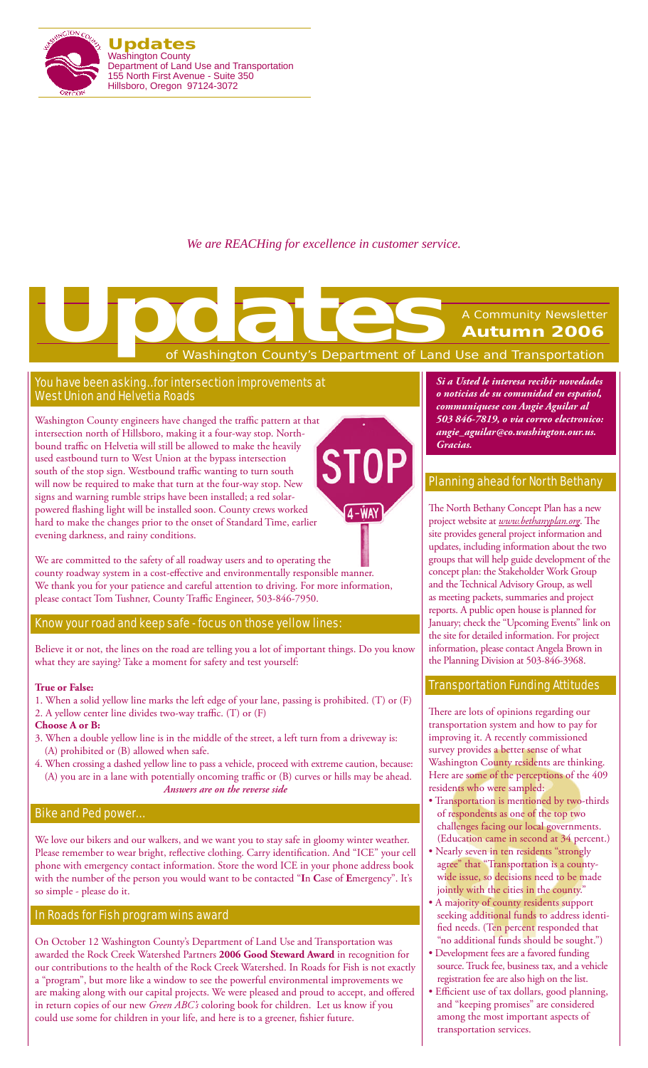**Updates**
Washington County
Department of Land Use and Transportation
155 North First Avenue - Suite 350
Hillsboro, Oregon 97124-3072

*We are REACHing for excellence in customer service.*

# Updates

A Community Newsletter
**Autumn 2006**
of Washington County's Department of Land Use and Transportation

## You have been asking...for intersection improvements at West Union and Helvetia Roads

Washington County engineers have changed the traffic pattern at that intersection north of Hillsboro, making it a four-way stop. Northbound traffic on Helvetia will still be allowed to make the heavily used eastbound turn to West Union at the bypass intersection south of the stop sign. Westbound traffic wanting to turn south will now be required to make that turn at the four-way stop. New signs and warning rumble strips have been installed; a red solar-powered flashing light will be installed soon. County crews worked hard to make the changes prior to the onset of Standard Time, earlier evening darkness, and rainy conditions.

STOP
4-WAY

We are committed to the safety of all roadway users and to operating the county roadway system in a cost-effective and environmentally responsible manner. We thank you for your patience and careful attention to driving. For more information, please contact Tom Tushner, County Traffic Engineer, 503-846-7950.

## Know your road and keep safe - focus on those yellow lines:

Believe it or not, the lines on the road are telling you a lot of important things. Do you know what they are saying? Take a moment for safety and test yourself:

**True or False:**

1. When a solid yellow line marks the left edge of your lane, passing is prohibited. (T) or (F)
2. A yellow center line divides two-way traffic. (T) or (F)

**Choose A or B:**

3. When a double yellow line is in the middle of the street, a left turn from a driveway is: (A) prohibited or (B) allowed when safe.
4. When crossing a dashed yellow line to pass a vehicle, proceed with extreme caution, because: (A) you are in a lane with potentially oncoming traffic or (B) curves or hills may be ahead.

***Answers are on the reverse side***

## Bike and Ped power...

We love our bikers and our walkers, and we want you to stay safe in gloomy winter weather. Please remember to wear bright, reflective clothing. Carry identification. And "ICE" your cell phone with emergency contact information. Store the word ICE in your phone address book with the number of the person you would want to be contacted "**I**n **C**ase of **E**mergency". It's so simple - please do it.

## In Roads for Fish program wins award

On October 12 Washington County's Department of Land Use and Transportation was awarded the Rock Creek Watershed Partners **2006 Good Steward Award** in recognition for our contributions to the health of the Rock Creek Watershed. In Roads for Fish is not exactly a "program", but more like a window to see the powerful environmental improvements we are making along with our capital projects. We were pleased and proud to accept, and offered in return copies of our new *Green ABC's* coloring book for children. Let us know if you could use some for children in your life, and here is to a greener, fishier future.

***Si a Usted le interesa recibir novedades o noticias de su comunidad en español, communiquese con Angie Aguilar al 503 846-7819, o via correo electronico: angie_aguilar@co.washington.our.us. Gracias.***

## Planning ahead for North Bethany

The North Bethany Concept Plan has a new project website at *www.bethanyplan.org*. The site provides general project information and updates, including information about the two groups that will help guide development of the concept plan: the Stakeholder Work Group and the Technical Advisory Group, as well as meeting packets, summaries and project reports. A public open house is planned for January; check the "Upcoming Events" link on the site for detailed information. For project information, please contact Angela Brown in the Planning Division at 503-846-3968.

## Transportation Funding Attitudes

There are lots of opinions regarding our transportation system and how to pay for improving it. A recently commissioned survey provides a better sense of what Washington County residents are thinking. Here are some of the perceptions of the 409 residents who were sampled:

- Transportation is mentioned by two-thirds of respondents as one of the top two challenges facing our local governments. (Education came in second at 34 percent.)
- Nearly seven in ten residents "strongly agree" that "Transportation is a county-wide issue, so decisions need to be made jointly with the cities in the county."
- A majority of county residents support seeking additional funds to address identified needs. (Ten percent responded that "no additional funds should be sought.")
- Development fees are a favored funding source. Truck fee, business tax, and a vehicle registration fee are also high on the list.
- Efficient use of tax dollars, good planning, and "keeping promises" are considered among the most important aspects of transportation services.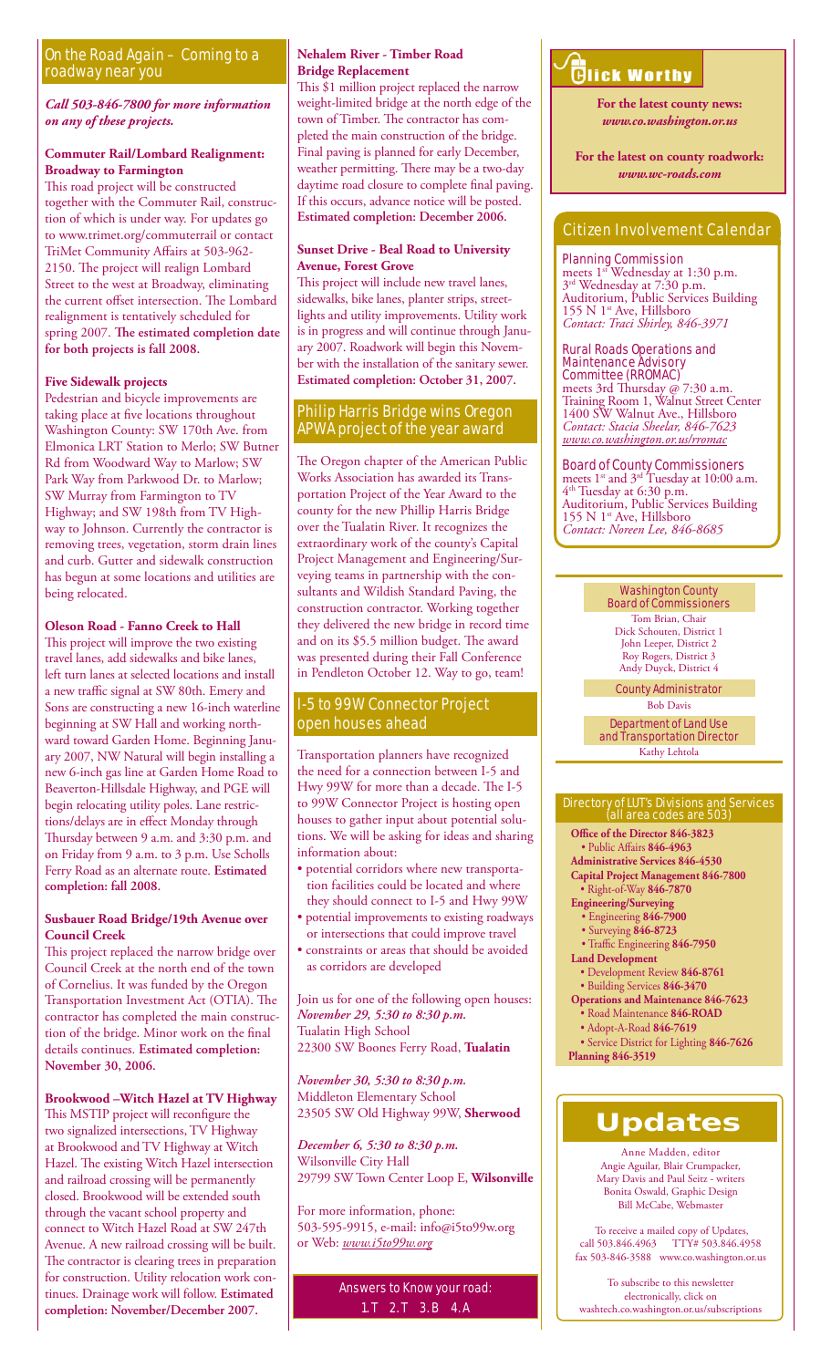## On the Road Again – Coming to a roadway near you

***Call 503-846-7800 for more information on any of these projects.***

### Commuter Rail/Lombard Realignment: Broadway to Farmington

This road project will be constructed together with the Commuter Rail, construction of which is under way. For updates go to www.trimet.org/commuterrail or contact TriMet Community Affairs at 503-962-2150. The project will realign Lombard Street to the west at Broadway, eliminating the current offset intersection. The Lombard realignment is tentatively scheduled for spring 2007. **The estimated completion date for both projects is fall 2008.**

### Five Sidewalk projects

Pedestrian and bicycle improvements are taking place at five locations throughout Washington County: SW 170th Ave. from Elmonica LRT Station to Merlo; SW Butner Rd from Woodward Way to Marlow; SW Park Way from Parkwood Dr. to Marlow; SW Murray from Farmington to TV Highway; and SW 198th from TV Highway to Johnson. Currently the contractor is removing trees, vegetation, storm drain lines and curb. Gutter and sidewalk construction has begun at some locations and utilities are being relocated.

### Oleson Road - Fanno Creek to Hall

This project will improve the two existing travel lanes, add sidewalks and bike lanes, left turn lanes at selected locations and install a new traffic signal at SW 80th. Emery and Sons are constructing a new 16-inch waterline beginning at SW Hall and working northward toward Garden Home. Beginning January 2007, NW Natural will begin installing a new 6-inch gas line at Garden Home Road to Beaverton-Hillsdale Highway, and PGE will begin relocating utility poles. Lane restrictions/delays are in effect Monday through Thursday between 9 a.m. and 3:30 p.m. and on Friday from 9 a.m. to 3 p.m. Use Scholls Ferry Road as an alternate route. **Estimated completion: fall 2008.**

### Susbauer Road Bridge/19th Avenue over Council Creek

This project replaced the narrow bridge over Council Creek at the north end of the town of Cornelius. It was funded by the Oregon Transportation Investment Act (OTIA). The contractor has completed the main construction of the bridge. Minor work on the final details continues. **Estimated completion: November 30, 2006.**

### Brookwood –Witch Hazel at TV Highway

This MSTIP project will reconfigure the two signalized intersections, TV Highway at Brookwood and TV Highway at Witch Hazel. The existing Witch Hazel intersection and railroad crossing will be permanently closed. Brookwood will be extended south through the vacant school property and connect to Witch Hazel Road at SW 247th Avenue. A new railroad crossing will be built. The contractor is clearing trees in preparation for construction. Utility relocation work continues. Drainage work will follow. **Estimated completion: November/December 2007.**

### Nehalem River - Timber Road Bridge Replacement

This $1 million project replaced the narrow weight-limited bridge at the north edge of the town of Timber. The contractor has completed the main construction of the bridge. Final paving is planned for early December, weather permitting. There may be a two-day daytime road closure to complete final paving. If this occurs, advance notice will be posted. **Estimated completion: December 2006.**

### Sunset Drive - Beal Road to University Avenue, Forest Grove

This project will include new travel lanes, sidewalks, bike lanes, planter strips, streetlights and utility improvements. Utility work is in progress and will continue through January 2007. Roadwork will begin this November with the installation of the sanitary sewer. **Estimated completion: October 31, 2007.**

## Philip Harris Bridge wins Oregon APWA project of the year award

The Oregon chapter of the American Public Works Association has awarded its Transportation Project of the Year Award to the county for the new Phillip Harris Bridge over the Tualatin River. It recognizes the extraordinary work of the county's Capital Project Management and Engineering/Surveying teams in partnership with the consultants and Wildish Standard Paving, the construction contractor. Working together they delivered the new bridge in record time and on its $5.5 million budget. The award was presented during their Fall Conference in Pendleton October 12. Way to go, team!

## I-5 to 99W Connector Project open houses ahead

Transportation planners have recognized the need for a connection between I-5 and Hwy 99W for more than a decade. The I-5 to 99W Connector Project is hosting open houses to gather input about potential solutions. We will be asking for ideas and sharing information about:

- potential corridors where new transportation facilities could be located and where they should connect to I-5 and Hwy 99W
- potential improvements to existing roadways or intersections that could improve travel
- constraints or areas that should be avoided as corridors are developed

Join us for one of the following open houses:

*November 29, 5:30 to 8:30 p.m.*
Tualatin High School
22300 SW Boones Ferry Road, **Tualatin**

*November 30, 5:30 to 8:30 p.m.*
Middleton Elementary School
23505 SW Old Highway 99W, **Sherwood**

*December 6, 5:30 to 8:30 p.m.*
Wilsonville City Hall
29799 SW Town Center Loop E, **Wilsonville**

For more information, phone: 503-595-9915, e-mail: info@i5to99w.org or Web: *www.i5to99w.org*

Answers to Know your road:
1. T 2. T 3. B 4. A

## Click Worthy

**For the latest county news:**
***www.co.washington.or.us***

**For the latest on county roadwork:**
***www.wc-roads.com***

## Citizen Involvement Calendar

**Planning Commission**
meets 1st Wednesday at 1:30 p.m.
3rd Wednesday at 7:30 p.m.
Auditorium, Public Services Building
155 N 1st Ave, Hillsboro
*Contact: Traci Shirley, 846-3971*

**Rural Roads Operations and Maintenance Advisory Committee (RROMAC)**
meets 3rd Thursday @ 7:30 a.m.
Training Room 1, Walnut Street Center
1400 SW Walnut Ave., Hillsboro
*Contact: Stacia Sheelar, 846-7623*
*www.co.washington.or.us/rromac*

**Board of County Commissioners**
meets 1st and 3rd Tuesday at 10:00 a.m.
4th Tuesday at 6:30 p.m.
Auditorium, Public Services Building
155 N 1st Ave, Hillsboro
*Contact: Noreen Lee, 846-8685*

**Washington County Board of Commissioners**
Tom Brian, Chair
Dick Schouten, District 1
John Leeper, District 2
Roy Rogers, District 3
Andy Duyck, District 4

**County Administrator**
Bob Davis

**Department of Land Use and Transportation Director**
Kathy Lehtola

### Directory of LUT's Divisions and Services (all area codes are 503)

- **Office of the Director 846-3823**
  - Public Affairs **846-4963**
- **Administrative Services 846-4530**
- **Capital Project Management 846-7800**
  - Right-of-Way **846-7870**
- **Engineering/Surveying**
  - Engineering **846-7900**
  - Surveying **846-8723**
  - Traffic Engineering **846-7950**
- **Land Development**
  - Development Review **846-8761**
  - Building Services **846-3470**
- **Operations and Maintenance 846-7623**
  - Road Maintenance **846-ROAD**
  - Adopt-A-Road **846-7619**
  - Service District for Lighting **846-7626**
- **Planning 846-3519**

## Updates

Anne Madden, editor
Angie Aguilar, Blair Crumpacker, Mary Davis and Paul Seitz - writers
Bonita Oswald, Graphic Design
Bill McCabe, Webmaster

To receive a mailed copy of Updates, call 503.846.4963 TTY# 503.846.4958 fax 503-846-3588 www.co.washington.or.us

To subscribe to this newsletter electronically, click on washtech.co.washington.or.us/subscriptions